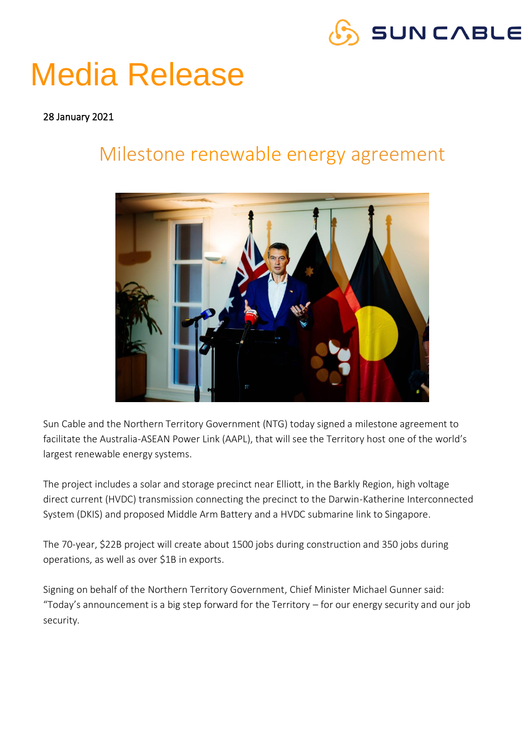SUN CABLE

# Media Release

28 January 2021

## Milestone renewable energy agreement

Sun Cable and the Northern Territory Government (NTG) today signed a milestone agreement to facilitate the Australia-ASEAN Power Link (AAPL), that will see the Territory host one of the world's largest renewable energy systems.

The project includes a solar and storage precinct near Elliott, in the Barkly Region, high voltage direct current (HVDC) transmission connecting the precinct to the Darwin-Katherine Interconnected System (DKIS) and proposed Middle Arm Battery and a HVDC submarine link to Singapore.

The 70-year, $22B project will create about 1500 jobs during construction and 350 jobs during operations, as well as over $1B in exports.

Signing on behalf of the Northern Territory Government, Chief Minister Michael Gunner said: "Today's announcement is a big step forward for the Territory – for our energy security and our job security.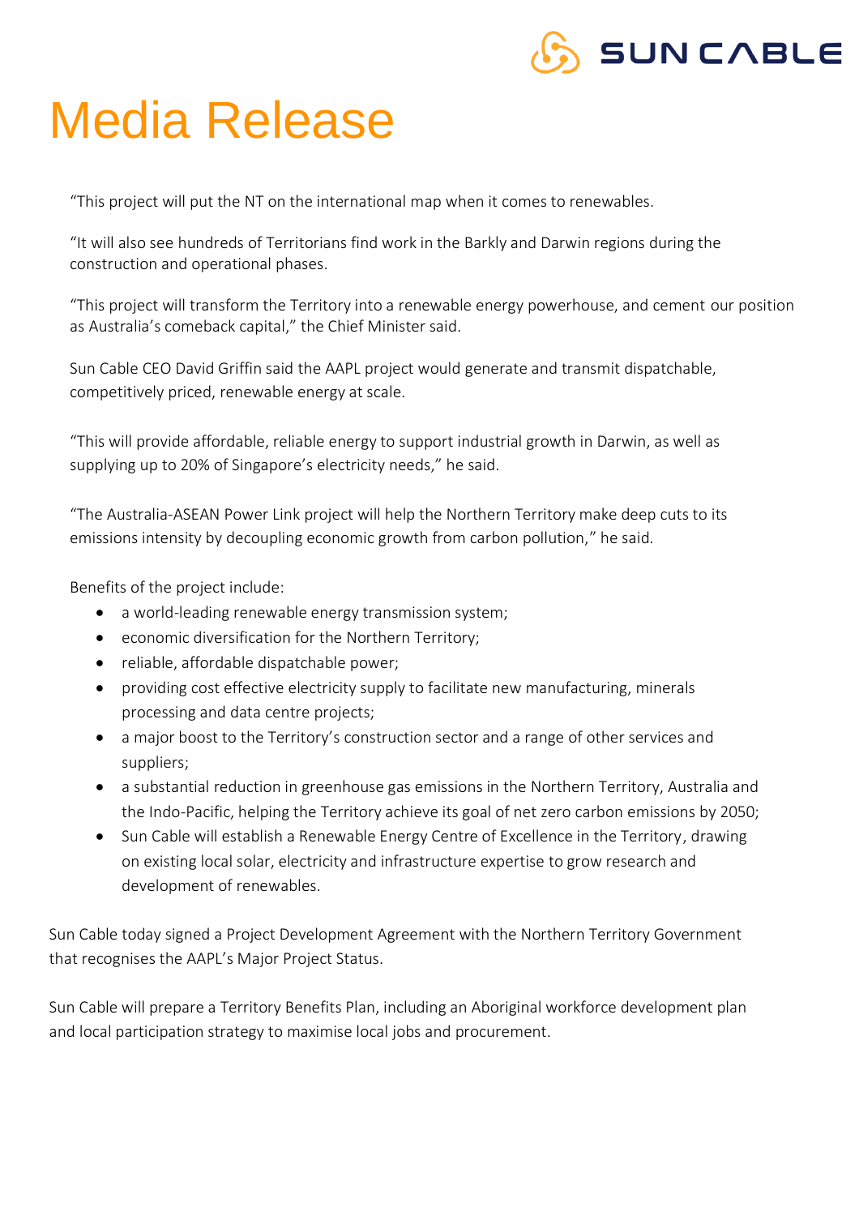"This project will put the NT on the international map when it comes to renewables.

"It will also see hundreds of Territorians find work in the Barkly and Darwin regions during the construction and operational phases.

"This project will transform the Territory into a renewable energy powerhouse, and cement our position as Australia's comeback capital," the Chief Minister said.

Sun Cable CEO David Griffin said the AAPL project would generate and transmit dispatchable, competitively priced, renewable energy at scale.

"This will provide affordable, reliable energy to support industrial growth in Darwin, as well as supplying up to 20% of Singapore's electricity needs," he said.

"The Australia-ASEAN Power Link project will help the Northern Territory make deep cuts to its emissions intensity by decoupling economic growth from carbon pollution," he said.

Benefits of the project include:

- a world-leading renewable energy transmission system;
- economic diversification for the Northern Territory;
- reliable, affordable dispatchable power;
- providing cost effective electricity supply to facilitate new manufacturing, minerals processing and data centre projects;
- a major boost to the Territory's construction sector and a range of other services and suppliers;
- a substantial reduction in greenhouse gas emissions in the Northern Territory, Australia and the Indo-Pacific, helping the Territory achieve its goal of net zero carbon emissions by 2050;
- Sun Cable will establish a Renewable Energy Centre of Excellence in the Territory, drawing on existing local solar, electricity and infrastructure expertise to grow research and development of renewables.

Sun Cable today signed a Project Development Agreement with the Northern Territory Government that recognises the AAPL's Major Project Status.

Sun Cable will prepare a Territory Benefits Plan, including an Aboriginal workforce development plan and local participation strategy to maximise local jobs and procurement.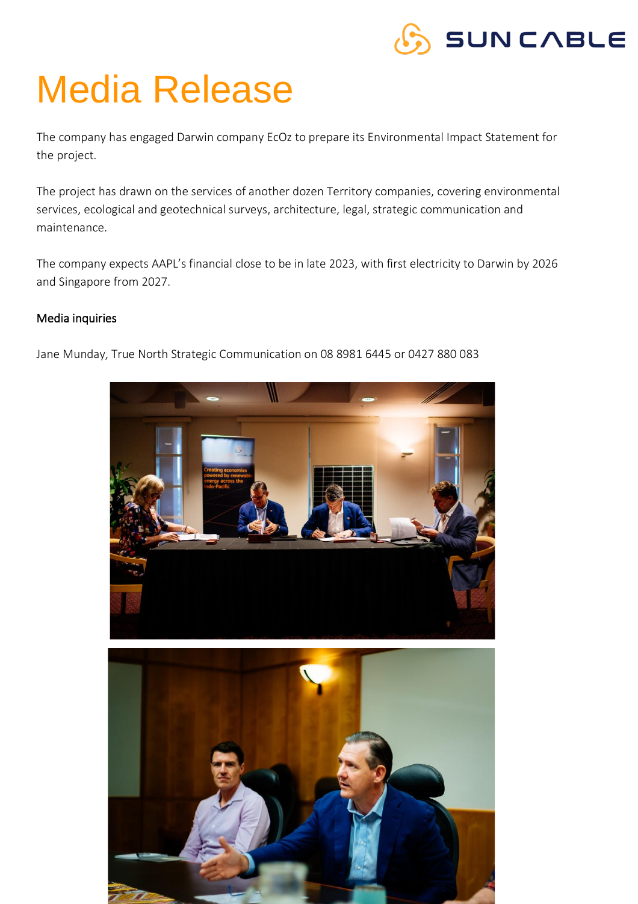# Media Release

The company has engaged Darwin company EcOz to prepare its Environmental Impact Statement for the project.

The project has drawn on the services of another dozen Territory companies, covering environmental services, ecological and geotechnical surveys, architecture, legal, strategic communication and maintenance.

The company expects AAPL's financial close to be in late 2023, with first electricity to Darwin by 2026 and Singapore from 2027.

Media inquiries

Jane Munday, True North Strategic Communication on 08 8981 6445 or 0427 880 083